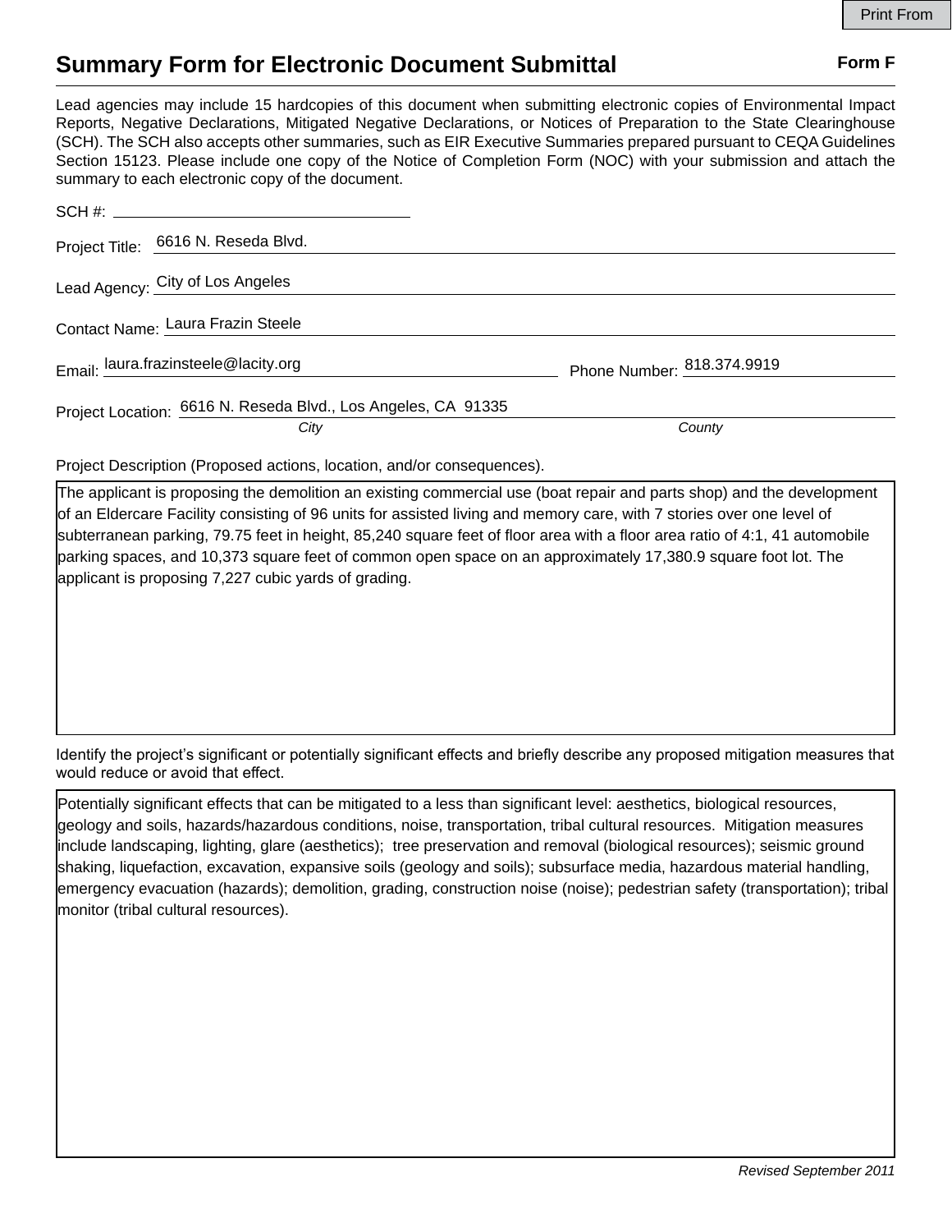Print From

# Summary Form for Electronic Document Submittal

**Form F**

Lead agencies may include 15 hardcopies of this document when submitting electronic copies of Environmental Impact Reports, Negative Declarations, Mitigated Negative Declarations, or Notices of Preparation to the State Clearinghouse (SCH). The SCH also accepts other summaries, such as EIR Executive Summaries prepared pursuant to CEQA Guidelines Section 15123. Please include one copy of the Notice of Completion Form (NOC) with your submission and attach the summary to each electronic copy of the document.

SCH #: ______________________

Project Title: 6616 N. Reseda Blvd.

Lead Agency: City of Los Angeles

Contact Name: Laura Frazin Steele

Email: laura.frazinsteele@lacity.org Phone Number: 818.374.9919

Project Location: 6616 N. Reseda Blvd., Los Angeles, CA 91335

*City* *County*

Project Description (Proposed actions, location, and/or consequences).

The applicant is proposing the demolition an existing commercial use (boat repair and parts shop) and the development of an Eldercare Facility consisting of 96 units for assisted living and memory care, with 7 stories over one level of subterranean parking, 79.75 feet in height, 85,240 square feet of floor area with a floor area ratio of 4:1, 41 automobile parking spaces, and 10,373 square feet of common open space on an approximately 17,380.9 square foot lot. The applicant is proposing 7,227 cubic yards of grading.

Identify the project's significant or potentially significant effects and briefly describe any proposed mitigation measures that would reduce or avoid that effect.

Potentially significant effects that can be mitigated to a less than significant level: aesthetics, biological resources, geology and soils, hazards/hazardous conditions, noise, transportation, tribal cultural resources. Mitigation measures include landscaping, lighting, glare (aesthetics); tree preservation and removal (biological resources); seismic ground shaking, liquefaction, excavation, expansive soils (geology and soils); subsurface media, hazardous material handling, emergency evacuation (hazards); demolition, grading, construction noise (noise); pedestrian safety (transportation); tribal monitor (tribal cultural resources).

*Revised September 2011*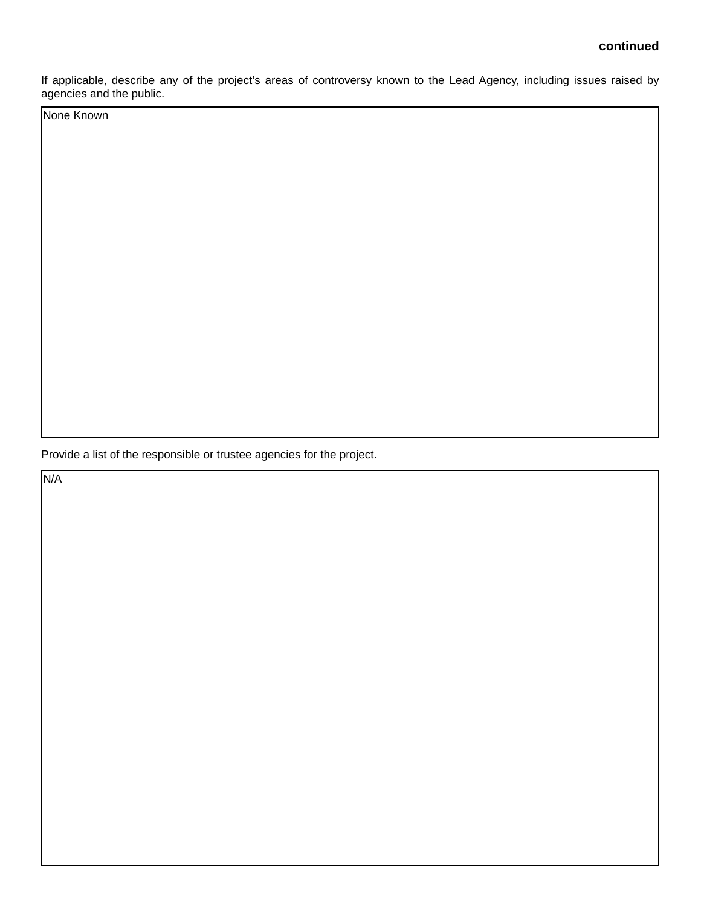**continued**

If applicable, describe any of the project's areas of controversy known to the Lead Agency, including issues raised by agencies and the public.

None Known

Provide a list of the responsible or trustee agencies for the project.

N/A